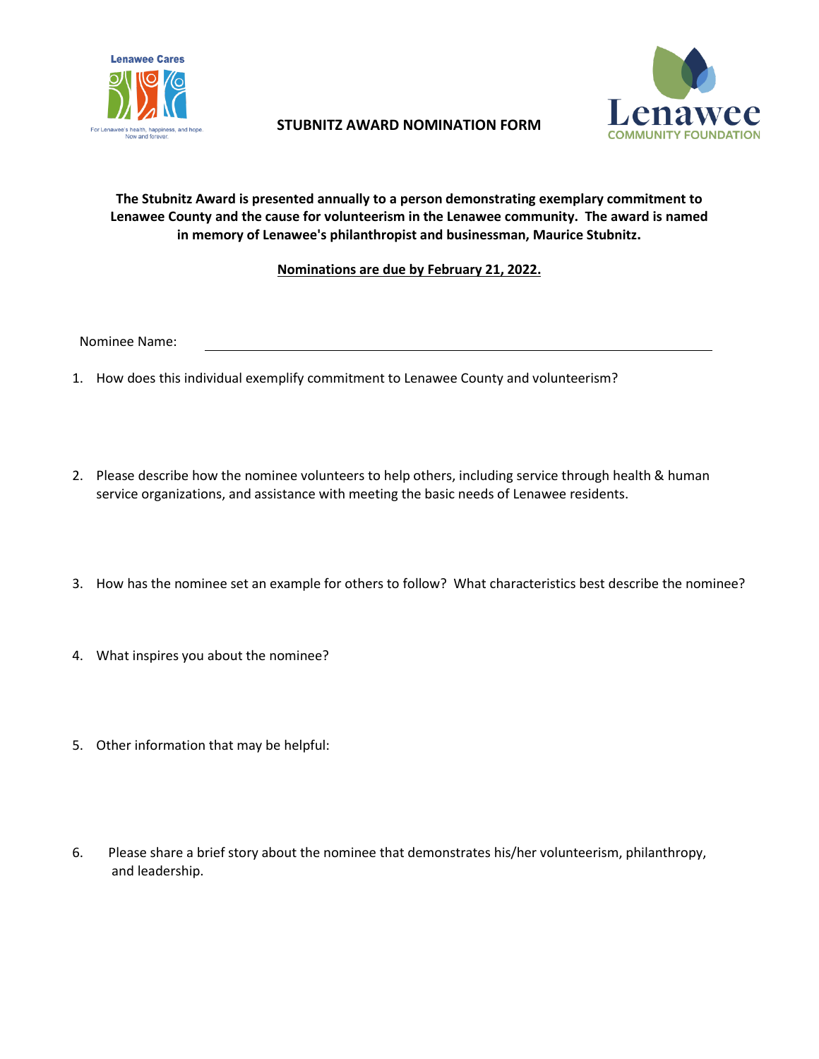Lenawee Cares

For Lenawee's health, happiness, and hope. Now and forever.

# STUBNITZ AWARD NOMINATION FORM

Lenawee COMMUNITY FOUNDATION

**The Stubnitz Award is presented annually to a person demonstrating exemplary commitment to Lenawee County and the cause for volunteerism in the Lenawee community. The award is named in memory of Lenawee's philanthropist and businessman, Maurice Stubnitz.**

**<u>Nominations are due by February 21, 2022.</u>**

Nominee Name: ______________________________________________

1. How does this individual exemplify commitment to Lenawee County and volunteerism?

2. Please describe how the nominee volunteers to help others, including service through health & human service organizations, and assistance with meeting the basic needs of Lenawee residents.

3. How has the nominee set an example for others to follow? What characteristics best describe the nominee?

4. What inspires you about the nominee?

5. Other information that may be helpful:

6. Please share a brief story about the nominee that demonstrates his/her volunteerism, philanthropy, and leadership.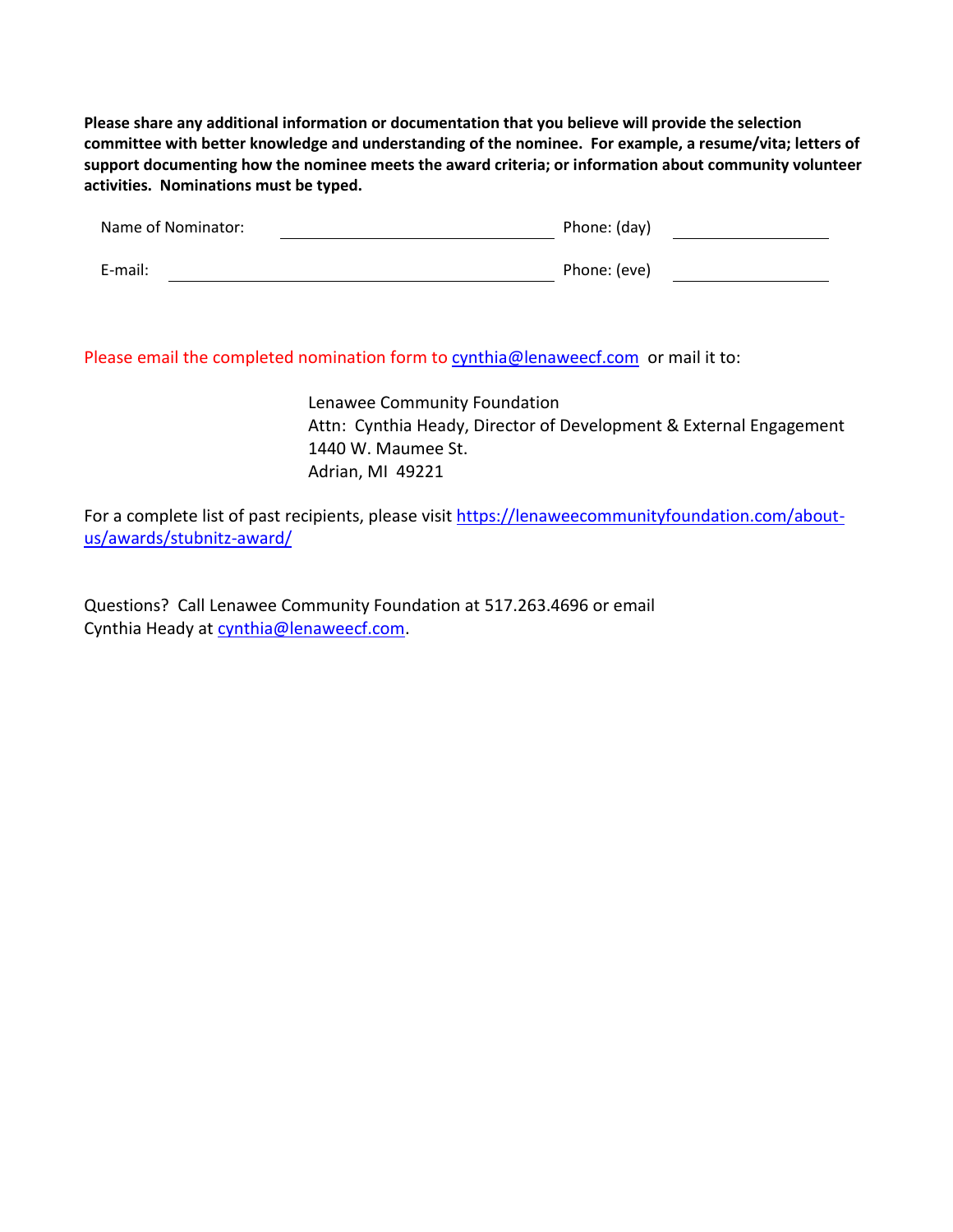**Please share any additional information or documentation that you believe will provide the selection committee with better knowledge and understanding of the nominee. For example, a resume/vita; letters of support documenting how the nominee meets the award criteria; or information about community volunteer activities. Nominations must be typed.**

Name of Nominator: \_\_\_\_\_\_\_\_\_\_\_\_\_\_\_\_\_\_\_\_\_\_\_\_\_\_\_\_\_\_ Phone: (day) \_\_\_\_\_\_\_\_\_\_\_\_\_\_\_\_

E-mail: \_\_\_\_\_\_\_\_\_\_\_\_\_\_\_\_\_\_\_\_\_\_\_\_\_\_\_\_\_\_\_\_\_\_\_\_\_\_\_\_ Phone: (eve) \_\_\_\_\_\_\_\_\_\_\_\_\_\_\_\_

Please email the completed nomination form to cynthia@lenaweecf.com or mail it to:

Lenawee Community Foundation
Attn: Cynthia Heady, Director of Development & External Engagement
1440 W. Maumee St.
Adrian, MI 49221

For a complete list of past recipients, please visit https://lenaweecommunityfoundation.com/about-us/awards/stubnitz-award/

Questions? Call Lenawee Community Foundation at 517.263.4696 or email Cynthia Heady at cynthia@lenaweecf.com.